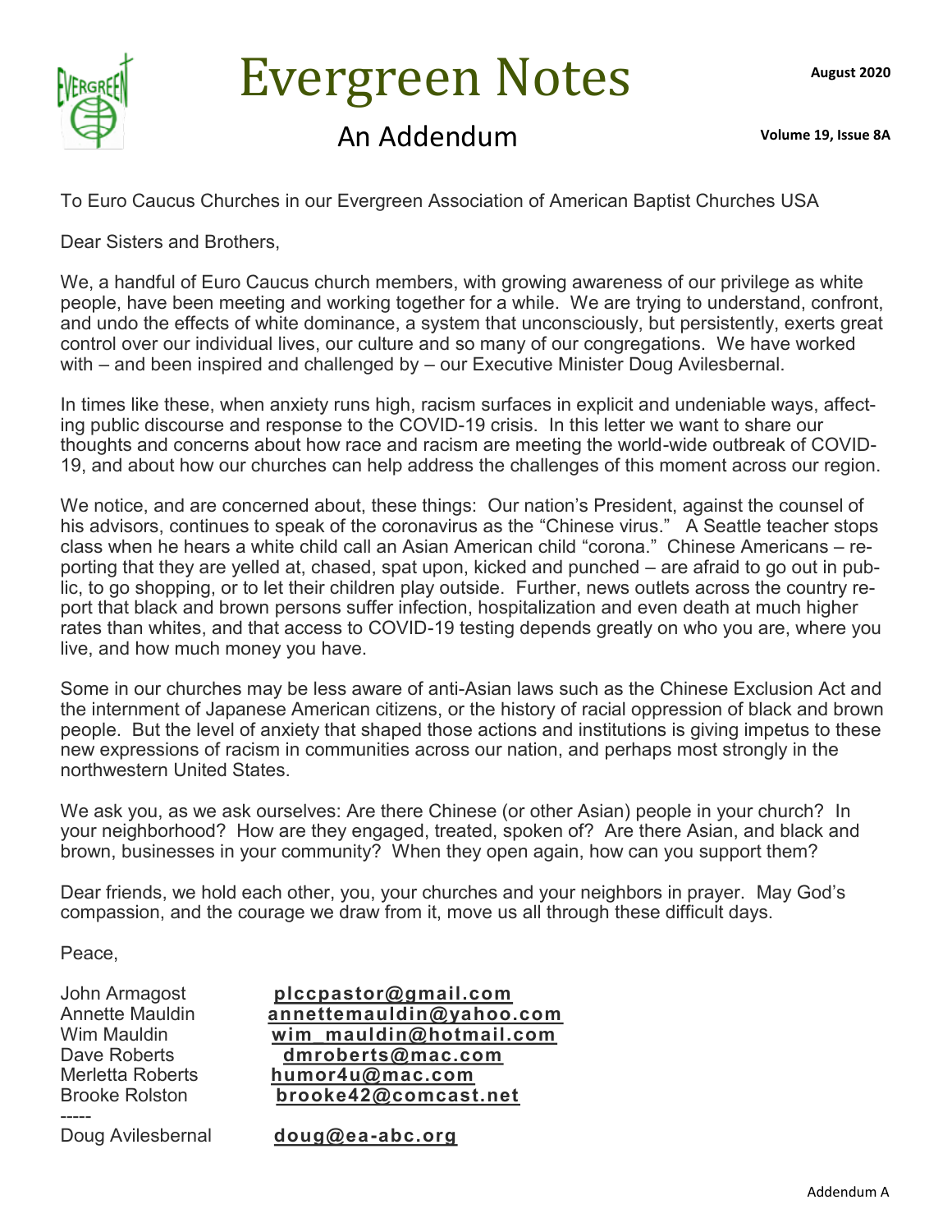# Evergreen Notes

## An Addendum

August 2020

Volume 19, Issue 8A

To Euro Caucus Churches in our Evergreen Association of American Baptist Churches USA

Dear Sisters and Brothers,

We, a handful of Euro Caucus church members, with growing awareness of our privilege as white people, have been meeting and working together for a while. We are trying to understand, confront, and undo the effects of white dominance, a system that unconsciously, but persistently, exerts great control over our individual lives, our culture and so many of our congregations. We have worked with – and been inspired and challenged by – our Executive Minister Doug Avilesbernal.

In times like these, when anxiety runs high, racism surfaces in explicit and undeniable ways, affecting public discourse and response to the COVID-19 crisis. In this letter we want to share our thoughts and concerns about how race and racism are meeting the world-wide outbreak of COVID-19, and about how our churches can help address the challenges of this moment across our region.

We notice, and are concerned about, these things: Our nation's President, against the counsel of his advisors, continues to speak of the coronavirus as the "Chinese virus." A Seattle teacher stops class when he hears a white child call an Asian American child "corona." Chinese Americans – reporting that they are yelled at, chased, spat upon, kicked and punched – are afraid to go out in public, to go shopping, or to let their children play outside. Further, news outlets across the country report that black and brown persons suffer infection, hospitalization and even death at much higher rates than whites, and that access to COVID-19 testing depends greatly on who you are, where you live, and how much money you have.

Some in our churches may be less aware of anti-Asian laws such as the Chinese Exclusion Act and the internment of Japanese American citizens, or the history of racial oppression of black and brown people. But the level of anxiety that shaped those actions and institutions is giving impetus to these new expressions of racism in communities across our nation, and perhaps most strongly in the northwestern United States.

We ask you, as we ask ourselves: Are there Chinese (or other Asian) people in your church? In your neighborhood? How are they engaged, treated, spoken of? Are there Asian, and black and brown, businesses in your community? When they open again, how can you support them?

Dear friends, we hold each other, you, your churches and your neighbors in prayer. May God's compassion, and the courage we draw from it, move us all through these difficult days.

Peace,

John Armagost — **plccpastor@gmail.com**
Annette Mauldin — **annettemauldin@yahoo.com**
Wim Mauldin — **wim_mauldin@hotmail.com**
Dave Roberts — **dmroberts@mac.com**
Merletta Roberts — **humor4u@mac.com**
Brooke Rolston — **brooke42@comcast.net**

-----

Doug Avilesbernal — **doug@ea-abc.org**

Addendum A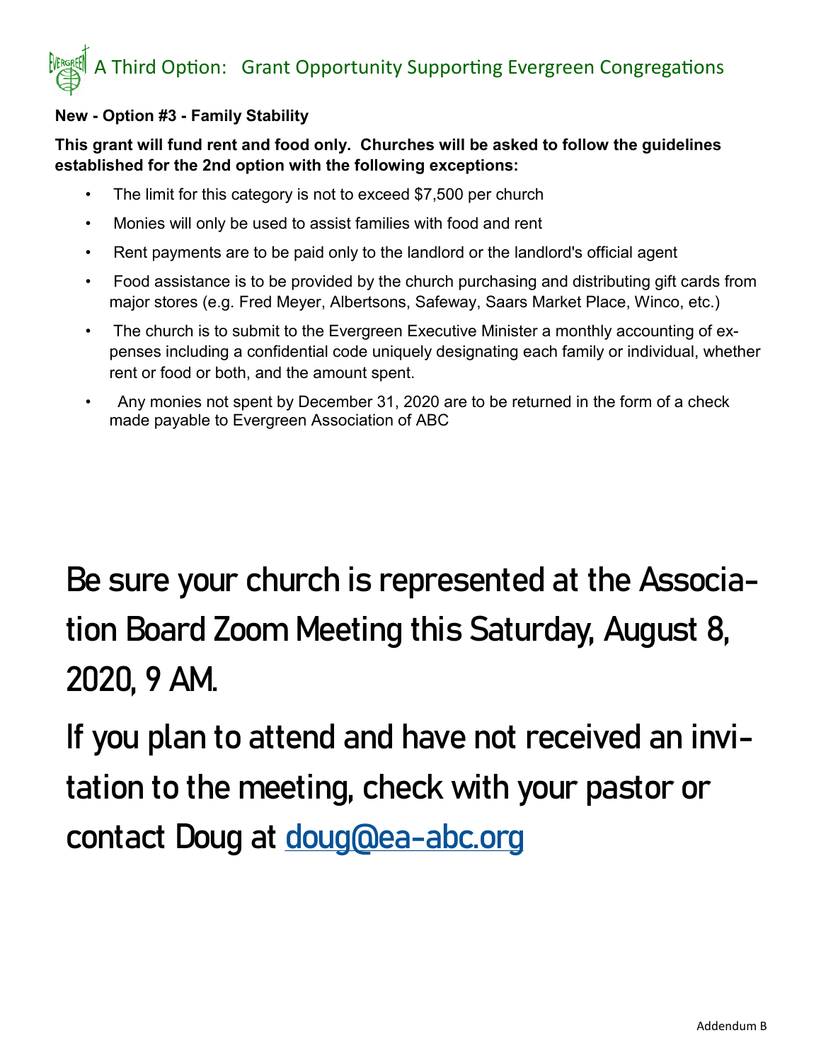# A Third Option: Grant Opportunity Supporting Evergreen Congregations

**New - Option #3 - Family Stability**

**This grant will fund rent and food only. Churches will be asked to follow the guidelines established for the 2nd option with the following exceptions:**

- The limit for this category is not to exceed $7,500 per church
- Monies will only be used to assist families with food and rent
- Rent payments are to be paid only to the landlord or the landlord's official agent
- Food assistance is to be provided by the church purchasing and distributing gift cards from major stores (e.g. Fred Meyer, Albertsons, Safeway, Saars Market Place, Winco, etc.)
- The church is to submit to the Evergreen Executive Minister a monthly accounting of expenses including a confidential code uniquely designating each family or individual, whether rent or food or both, and the amount spent.
- Any monies not spent by December 31, 2020 are to be returned in the form of a check made payable to Evergreen Association of ABC

## Be sure your church is represented at the Association Board Zoom Meeting this Saturday, August 8, 2020, 9 AM.

## If you plan to attend and have not received an invitation to the meeting, check with your pastor or contact Doug at doug@ea-abc.org

Addendum B